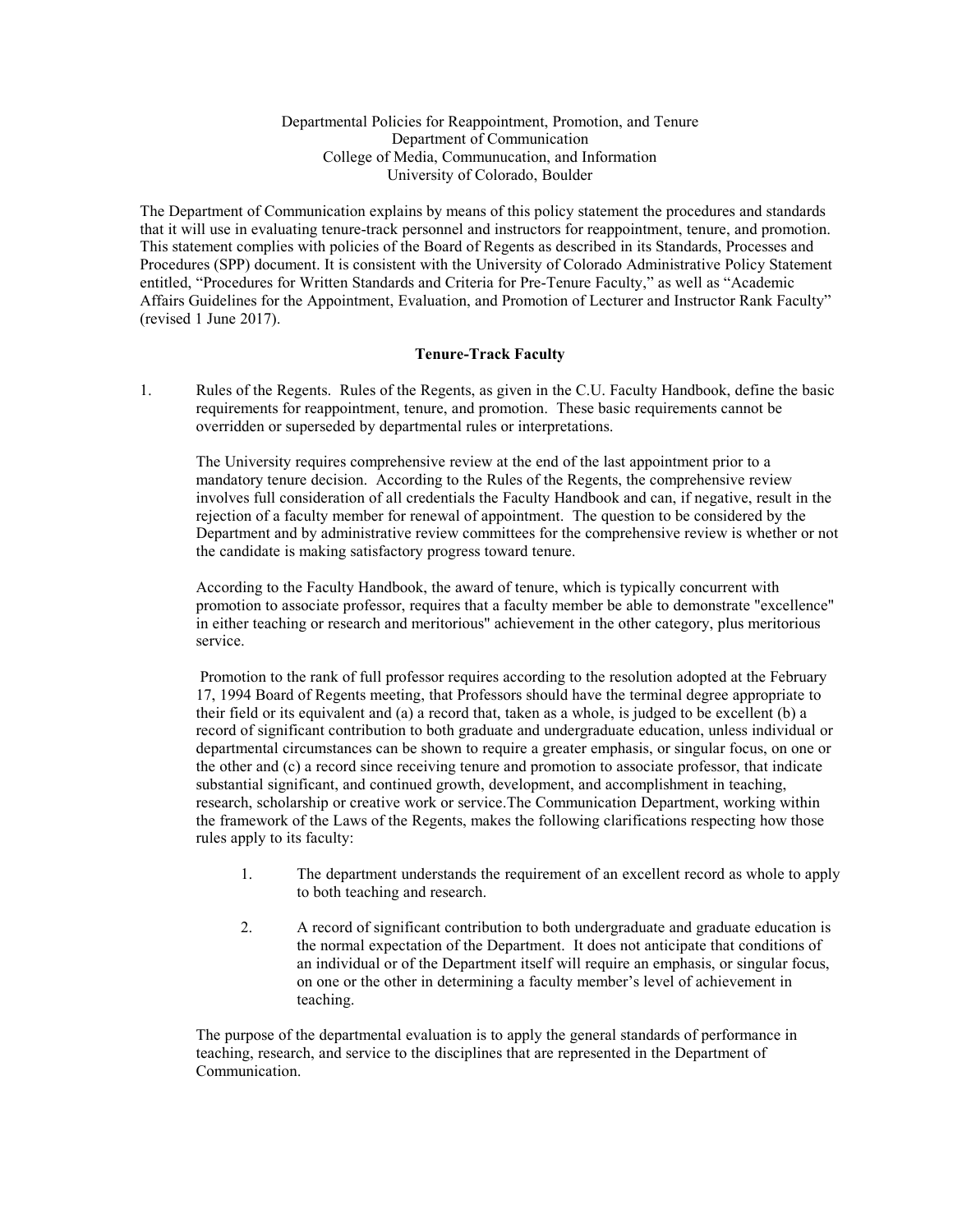Departmental Policies for Reappointment, Promotion, and Tenure
Department of Communication
College of Media, Communucation, and Information
University of Colorado, Boulder

The Department of Communication explains by means of this policy statement the procedures and standards that it will use in evaluating tenure-track personnel and instructors for reappointment, tenure, and promotion. This statement complies with policies of the Board of Regents as described in its Standards, Processes and Procedures (SPP) document. It is consistent with the University of Colorado Administrative Policy Statement entitled, "Procedures for Written Standards and Criteria for Pre-Tenure Faculty," as well as "Academic Affairs Guidelines for the Appointment, Evaluation, and Promotion of Lecturer and Instructor Rank Faculty" (revised 1 June 2017).

## Tenure-Track Faculty

1. Rules of the Regents. Rules of the Regents, as given in the C.U. Faculty Handbook, define the basic requirements for reappointment, tenure, and promotion. These basic requirements cannot be overridden or superseded by departmental rules or interpretations.

   The University requires comprehensive review at the end of the last appointment prior to a mandatory tenure decision. According to the Rules of the Regents, the comprehensive review involves full consideration of all credentials the Faculty Handbook and can, if negative, result in the rejection of a faculty member for renewal of appointment. The question to be considered by the Department and by administrative review committees for the comprehensive review is whether or not the candidate is making satisfactory progress toward tenure.

   According to the Faculty Handbook, the award of tenure, which is typically concurrent with promotion to associate professor, requires that a faculty member be able to demonstrate "excellence" in either teaching or research and meritorious" achievement in the other category, plus meritorious service.

   Promotion to the rank of full professor requires according to the resolution adopted at the February 17, 1994 Board of Regents meeting, that Professors should have the terminal degree appropriate to their field or its equivalent and (a) a record that, taken as a whole, is judged to be excellent (b) a record of significant contribution to both graduate and undergraduate education, unless individual or departmental circumstances can be shown to require a greater emphasis, or singular focus, on one or the other and (c) a record since receiving tenure and promotion to associate professor, that indicate substantial significant, and continued growth, development, and accomplishment in teaching, research, scholarship or creative work or service.The Communication Department, working within the framework of the Laws of the Regents, makes the following clarifications respecting how those rules apply to its faculty:

   1. The department understands the requirement of an excellent record as whole to apply to both teaching and research.

   2. A record of significant contribution to both undergraduate and graduate education is the normal expectation of the Department. It does not anticipate that conditions of an individual or of the Department itself will require an emphasis, or singular focus, on one or the other in determining a faculty member's level of achievement in teaching.

   The purpose of the departmental evaluation is to apply the general standards of performance in teaching, research, and service to the disciplines that are represented in the Department of Communication.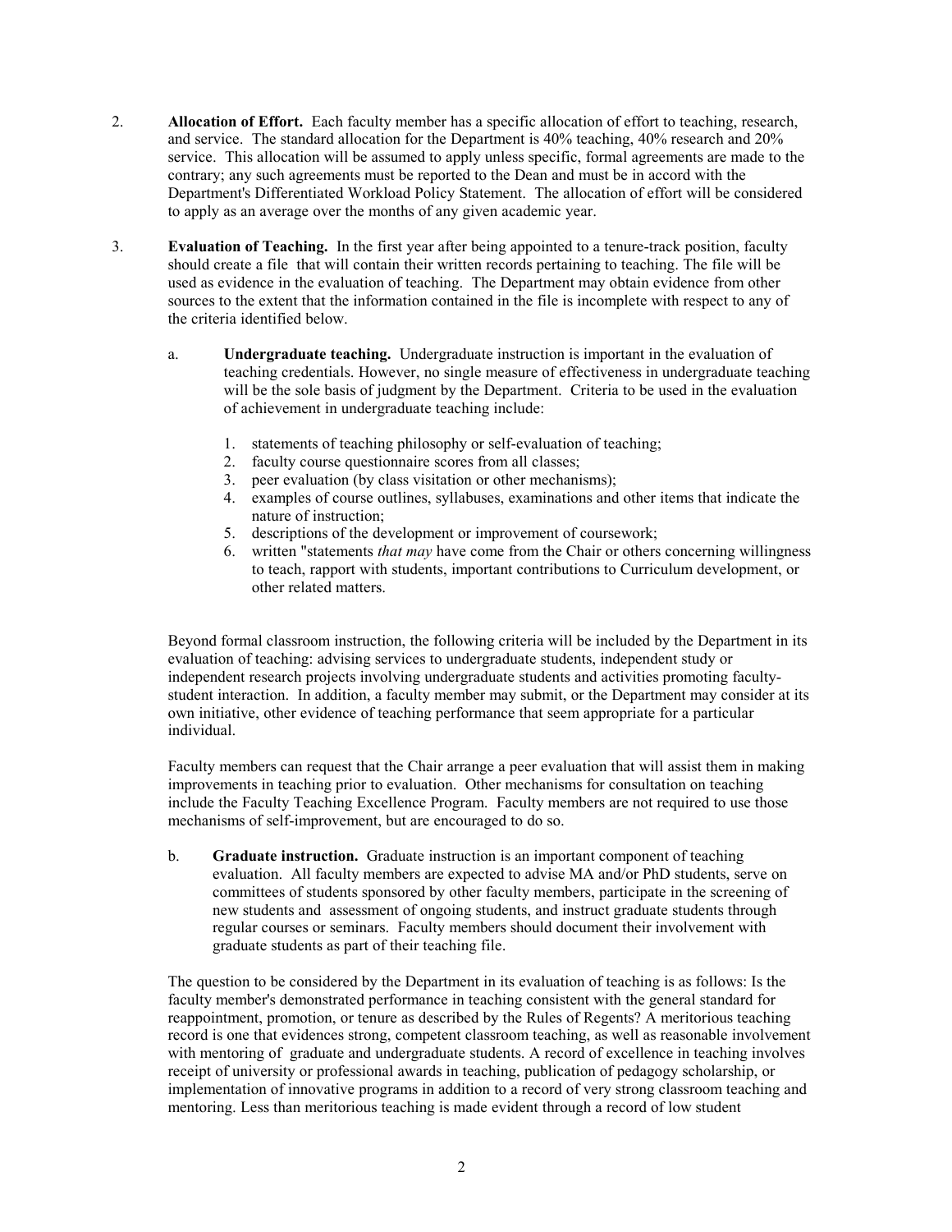2. **Allocation of Effort.** Each faculty member has a specific allocation of effort to teaching, research, and service. The standard allocation for the Department is 40% teaching, 40% research and 20% service. This allocation will be assumed to apply unless specific, formal agreements are made to the contrary; any such agreements must be reported to the Dean and must be in accord with the Department's Differentiated Workload Policy Statement. The allocation of effort will be considered to apply as an average over the months of any given academic year.

3. **Evaluation of Teaching.** In the first year after being appointed to a tenure-track position, faculty should create a file that will contain their written records pertaining to teaching. The file will be used as evidence in the evaluation of teaching. The Department may obtain evidence from other sources to the extent that the information contained in the file is incomplete with respect to any of the criteria identified below.

   a. **Undergraduate teaching.** Undergraduate instruction is important in the evaluation of teaching credentials. However, no single measure of effectiveness in undergraduate teaching will be the sole basis of judgment by the Department. Criteria to be used in the evaluation of achievement in undergraduate teaching include:

      1. statements of teaching philosophy or self-evaluation of teaching;
      2. faculty course questionnaire scores from all classes;
      3. peer evaluation (by class visitation or other mechanisms);
      4. examples of course outlines, syllabuses, examinations and other items that indicate the nature of instruction;
      5. descriptions of the development or improvement of coursework;
      6. written "statements *that may* have come from the Chair or others concerning willingness to teach, rapport with students, important contributions to Curriculum development, or other related matters.

Beyond formal classroom instruction, the following criteria will be included by the Department in its evaluation of teaching: advising services to undergraduate students, independent study or independent research projects involving undergraduate students and activities promoting faculty-student interaction. In addition, a faculty member may submit, or the Department may consider at its own initiative, other evidence of teaching performance that seem appropriate for a particular individual.

Faculty members can request that the Chair arrange a peer evaluation that will assist them in making improvements in teaching prior to evaluation. Other mechanisms for consultation on teaching include the Faculty Teaching Excellence Program. Faculty members are not required to use those mechanisms of self-improvement, but are encouraged to do so.

   b. **Graduate instruction.** Graduate instruction is an important component of teaching evaluation. All faculty members are expected to advise MA and/or PhD students, serve on committees of students sponsored by other faculty members, participate in the screening of new students and assessment of ongoing students, and instruct graduate students through regular courses or seminars. Faculty members should document their involvement with graduate students as part of their teaching file.

The question to be considered by the Department in its evaluation of teaching is as follows: Is the faculty member's demonstrated performance in teaching consistent with the general standard for reappointment, promotion, or tenure as described by the Rules of Regents? A meritorious teaching record is one that evidences strong, competent classroom teaching, as well as reasonable involvement with mentoring of graduate and undergraduate students. A record of excellence in teaching involves receipt of university or professional awards in teaching, publication of pedagogy scholarship, or implementation of innovative programs in addition to a record of very strong classroom teaching and mentoring. Less than meritorious teaching is made evident through a record of low student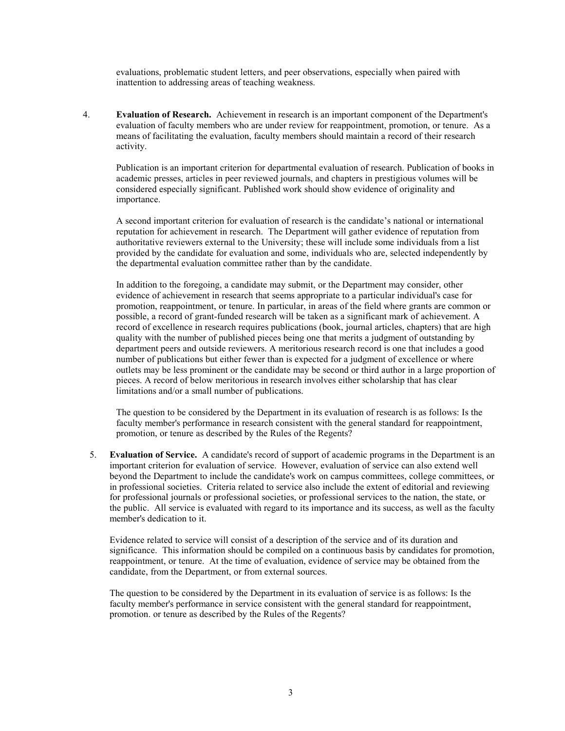evaluations, problematic student letters, and peer observations, especially when paired with inattention to addressing areas of teaching weakness.

4. **Evaluation of Research.** Achievement in research is an important component of the Department's evaluation of faculty members who are under review for reappointment, promotion, or tenure. As a means of facilitating the evaluation, faculty members should maintain a record of their research activity.

   Publication is an important criterion for departmental evaluation of research. Publication of books in academic presses, articles in peer reviewed journals, and chapters in prestigious volumes will be considered especially significant. Published work should show evidence of originality and importance.

   A second important criterion for evaluation of research is the candidate's national or international reputation for achievement in research. The Department will gather evidence of reputation from authoritative reviewers external to the University; these will include some individuals from a list provided by the candidate for evaluation and some, individuals who are, selected independently by the departmental evaluation committee rather than by the candidate.

   In addition to the foregoing, a candidate may submit, or the Department may consider, other evidence of achievement in research that seems appropriate to a particular individual's case for promotion, reappointment, or tenure. In particular, in areas of the field where grants are common or possible, a record of grant-funded research will be taken as a significant mark of achievement. A record of excellence in research requires publications (book, journal articles, chapters) that are high quality with the number of published pieces being one that merits a judgment of outstanding by department peers and outside reviewers. A meritorious research record is one that includes a good number of publications but either fewer than is expected for a judgment of excellence or where outlets may be less prominent or the candidate may be second or third author in a large proportion of pieces. A record of below meritorious in research involves either scholarship that has clear limitations and/or a small number of publications.

   The question to be considered by the Department in its evaluation of research is as follows: Is the faculty member's performance in research consistent with the general standard for reappointment, promotion, or tenure as described by the Rules of the Regents?

5. **Evaluation of Service.** A candidate's record of support of academic programs in the Department is an important criterion for evaluation of service. However, evaluation of service can also extend well beyond the Department to include the candidate's work on campus committees, college committees, or in professional societies. Criteria related to service also include the extent of editorial and reviewing for professional journals or professional societies, or professional services to the nation, the state, or the public. All service is evaluated with regard to its importance and its success, as well as the faculty member's dedication to it.

   Evidence related to service will consist of a description of the service and of its duration and significance. This information should be compiled on a continuous basis by candidates for promotion, reappointment, or tenure. At the time of evaluation, evidence of service may be obtained from the candidate, from the Department, or from external sources.

   The question to be considered by the Department in its evaluation of service is as follows: Is the faculty member's performance in service consistent with the general standard for reappointment, promotion. or tenure as described by the Rules of the Regents?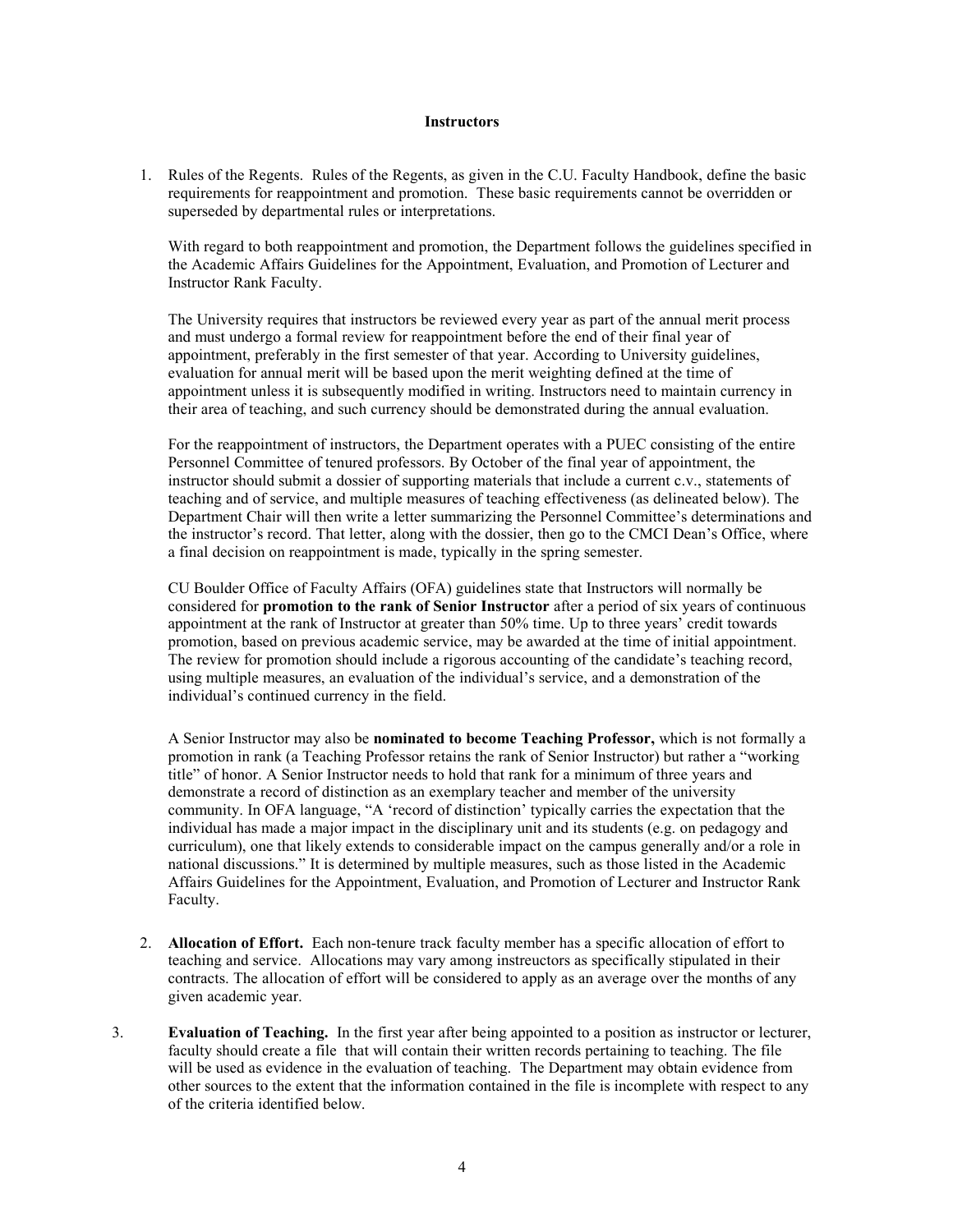**Instructors**

1. Rules of the Regents. Rules of the Regents, as given in the C.U. Faculty Handbook, define the basic requirements for reappointment and promotion. These basic requirements cannot be overridden or superseded by departmental rules or interpretations.

   With regard to both reappointment and promotion, the Department follows the guidelines specified in the Academic Affairs Guidelines for the Appointment, Evaluation, and Promotion of Lecturer and Instructor Rank Faculty.

   The University requires that instructors be reviewed every year as part of the annual merit process and must undergo a formal review for reappointment before the end of their final year of appointment, preferably in the first semester of that year. According to University guidelines, evaluation for annual merit will be based upon the merit weighting defined at the time of appointment unless it is subsequently modified in writing. Instructors need to maintain currency in their area of teaching, and such currency should be demonstrated during the annual evaluation.

   For the reappointment of instructors, the Department operates with a PUEC consisting of the entire Personnel Committee of tenured professors. By October of the final year of appointment, the instructor should submit a dossier of supporting materials that include a current c.v., statements of teaching and of service, and multiple measures of teaching effectiveness (as delineated below). The Department Chair will then write a letter summarizing the Personnel Committee's determinations and the instructor's record. That letter, along with the dossier, then go to the CMCI Dean's Office, where a final decision on reappointment is made, typically in the spring semester.

   CU Boulder Office of Faculty Affairs (OFA) guidelines state that Instructors will normally be considered for **promotion to the rank of Senior Instructor** after a period of six years of continuous appointment at the rank of Instructor at greater than 50% time. Up to three years' credit towards promotion, based on previous academic service, may be awarded at the time of initial appointment. The review for promotion should include a rigorous accounting of the candidate's teaching record, using multiple measures, an evaluation of the individual's service, and a demonstration of the individual's continued currency in the field.

   A Senior Instructor may also be **nominated to become Teaching Professor,** which is not formally a promotion in rank (a Teaching Professor retains the rank of Senior Instructor) but rather a "working title" of honor. A Senior Instructor needs to hold that rank for a minimum of three years and demonstrate a record of distinction as an exemplary teacher and member of the university community. In OFA language, "A 'record of distinction' typically carries the expectation that the individual has made a major impact in the disciplinary unit and its students (e.g. on pedagogy and curriculum), one that likely extends to considerable impact on the campus generally and/or a role in national discussions." It is determined by multiple measures, such as those listed in the Academic Affairs Guidelines for the Appointment, Evaluation, and Promotion of Lecturer and Instructor Rank Faculty.

2. **Allocation of Effort.** Each non-tenure track faculty member has a specific allocation of effort to teaching and service. Allocations may vary among instreuctors as specifically stipulated in their contracts. The allocation of effort will be considered to apply as an average over the months of any given academic year.

3. **Evaluation of Teaching.** In the first year after being appointed to a position as instructor or lecturer, faculty should create a file that will contain their written records pertaining to teaching. The file will be used as evidence in the evaluation of teaching. The Department may obtain evidence from other sources to the extent that the information contained in the file is incomplete with respect to any of the criteria identified below.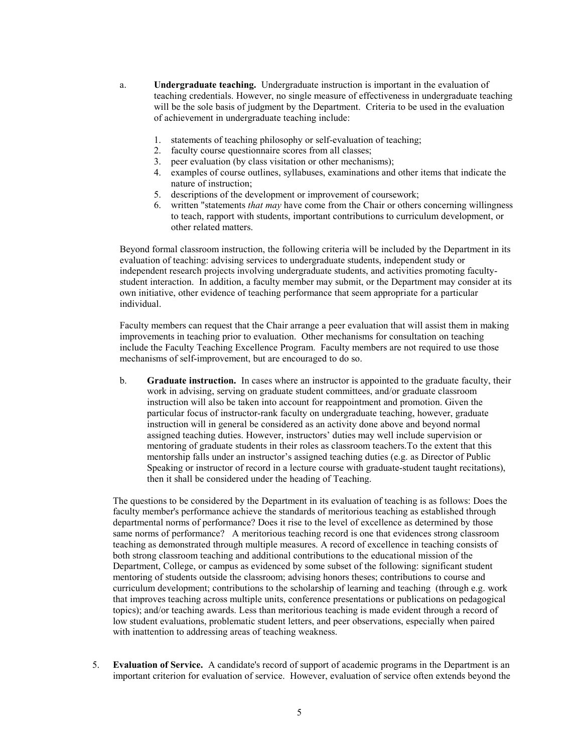a. **Undergraduate teaching.** Undergraduate instruction is important in the evaluation of teaching credentials. However, no single measure of effectiveness in undergraduate teaching will be the sole basis of judgment by the Department. Criteria to be used in the evaluation of achievement in undergraduate teaching include:

   1. statements of teaching philosophy or self-evaluation of teaching;
   2. faculty course questionnaire scores from all classes;
   3. peer evaluation (by class visitation or other mechanisms);
   4. examples of course outlines, syllabuses, examinations and other items that indicate the nature of instruction;
   5. descriptions of the development or improvement of coursework;
   6. written "statements *that may* have come from the Chair or others concerning willingness to teach, rapport with students, important contributions to curriculum development, or other related matters.

   Beyond formal classroom instruction, the following criteria will be included by the Department in its evaluation of teaching: advising services to undergraduate students, independent study or independent research projects involving undergraduate students, and activities promoting faculty-student interaction. In addition, a faculty member may submit, or the Department may consider at its own initiative, other evidence of teaching performance that seem appropriate for a particular individual.

   Faculty members can request that the Chair arrange a peer evaluation that will assist them in making improvements in teaching prior to evaluation. Other mechanisms for consultation on teaching include the Faculty Teaching Excellence Program. Faculty members are not required to use those mechanisms of self-improvement, but are encouraged to do so.

b. **Graduate instruction.** In cases where an instructor is appointed to the graduate faculty, their work in advising, serving on graduate student committees, and/or graduate classroom instruction will also be taken into account for reappointment and promotion. Given the particular focus of instructor-rank faculty on undergraduate teaching, however, graduate instruction will in general be considered as an activity done above and beyond normal assigned teaching duties. However, instructors' duties may well include supervision or mentoring of graduate students in their roles as classroom teachers.To the extent that this mentorship falls under an instructor's assigned teaching duties (e.g. as Director of Public Speaking or instructor of record in a lecture course with graduate-student taught recitations), then it shall be considered under the heading of Teaching.

The questions to be considered by the Department in its evaluation of teaching is as follows: Does the faculty member's performance achieve the standards of meritorious teaching as established through departmental norms of performance? Does it rise to the level of excellence as determined by those same norms of performance? A meritorious teaching record is one that evidences strong classroom teaching as demonstrated through multiple measures. A record of excellence in teaching consists of both strong classroom teaching and additional contributions to the educational mission of the Department, College, or campus as evidenced by some subset of the following: significant student mentoring of students outside the classroom; advising honors theses; contributions to course and curriculum development; contributions to the scholarship of learning and teaching (through e.g. work that improves teaching across multiple units, conference presentations or publications on pedagogical topics); and/or teaching awards. Less than meritorious teaching is made evident through a record of low student evaluations, problematic student letters, and peer observations, especially when paired with inattention to addressing areas of teaching weakness.

5. **Evaluation of Service.** A candidate's record of support of academic programs in the Department is an important criterion for evaluation of service. However, evaluation of service often extends beyond the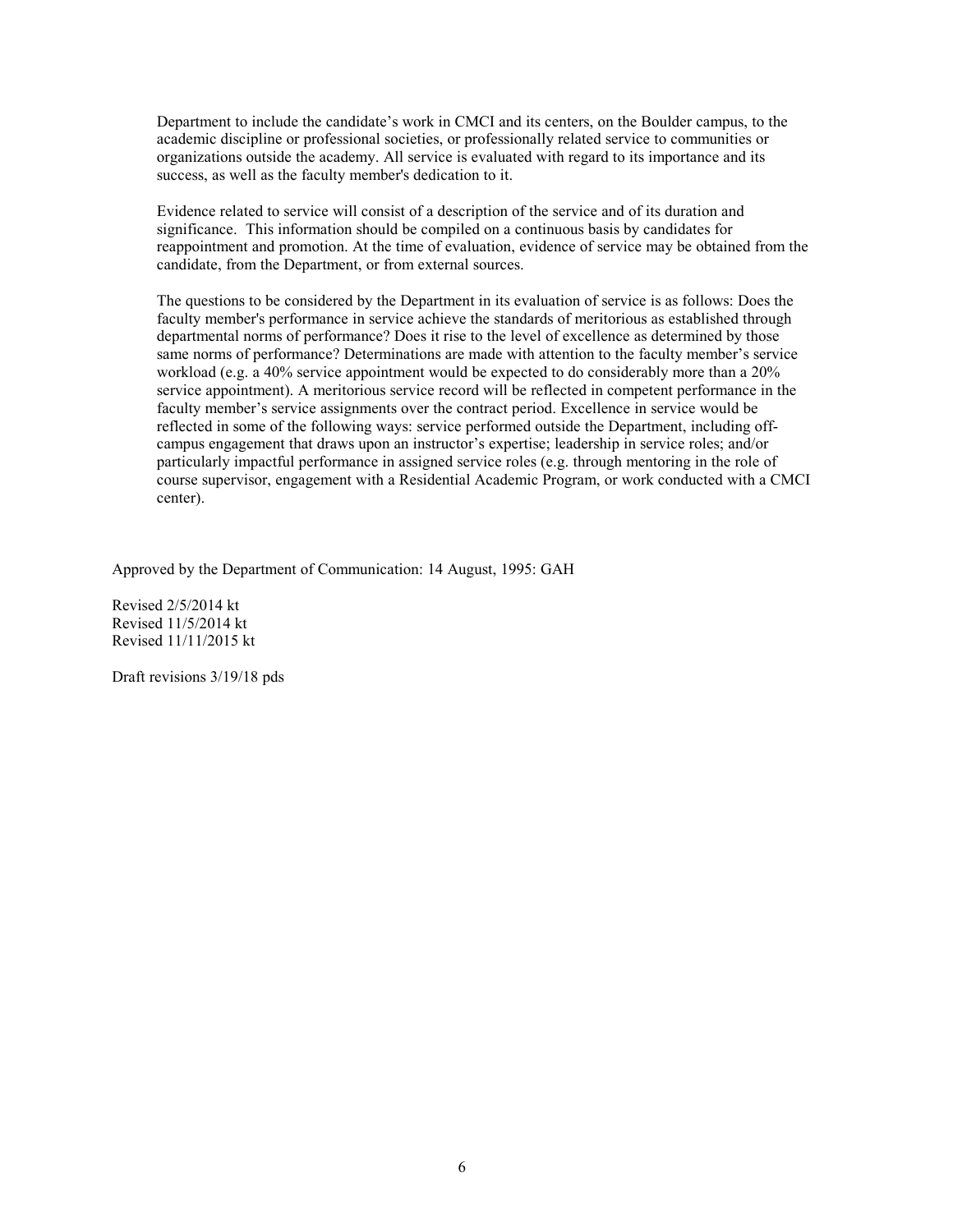Department to include the candidate's work in CMCI and its centers, on the Boulder campus, to the academic discipline or professional societies, or professionally related service to communities or organizations outside the academy. All service is evaluated with regard to its importance and its success, as well as the faculty member's dedication to it.

Evidence related to service will consist of a description of the service and of its duration and significance. This information should be compiled on a continuous basis by candidates for reappointment and promotion. At the time of evaluation, evidence of service may be obtained from the candidate, from the Department, or from external sources.

The questions to be considered by the Department in its evaluation of service is as follows: Does the faculty member's performance in service achieve the standards of meritorious as established through departmental norms of performance? Does it rise to the level of excellence as determined by those same norms of performance? Determinations are made with attention to the faculty member's service workload (e.g. a 40% service appointment would be expected to do considerably more than a 20% service appointment). A meritorious service record will be reflected in competent performance in the faculty member's service assignments over the contract period. Excellence in service would be reflected in some of the following ways: service performed outside the Department, including off-campus engagement that draws upon an instructor's expertise; leadership in service roles; and/or particularly impactful performance in assigned service roles (e.g. through mentoring in the role of course supervisor, engagement with a Residential Academic Program, or work conducted with a CMCI center).

Approved by the Department of Communication: 14 August, 1995: GAH

Revised 2/5/2014 kt
Revised 11/5/2014 kt
Revised 11/11/2015 kt

Draft revisions 3/19/18 pds